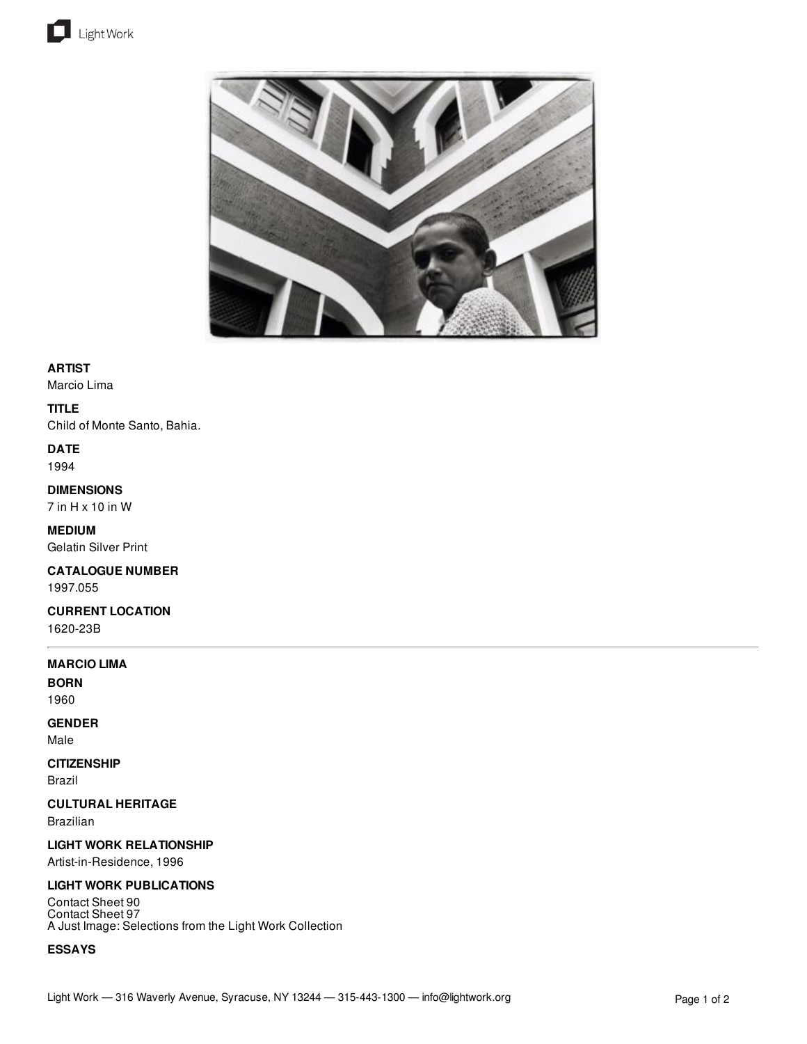**ARTIST**
Marcio Lima

**TITLE**
Child of Monte Santo, Bahia.

**DATE**
1994

**DIMENSIONS**
7 in H x 10 in W

**MEDIUM**
Gelatin Silver Print

**CATALOGUE NUMBER**
1997.055

**CURRENT LOCATION**
1620-23B

---

**MARCIO LIMA**

**BORN**
1960

**GENDER**
Male

**CITIZENSHIP**
Brazil

**CULTURAL HERITAGE**
Brazilian

**LIGHT WORK RELATIONSHIP**
Artist-in-Residence, 1996

**LIGHT WORK PUBLICATIONS**
Contact Sheet 90
Contact Sheet 97
A Just Image: Selections from the Light Work Collection

**ESSAYS**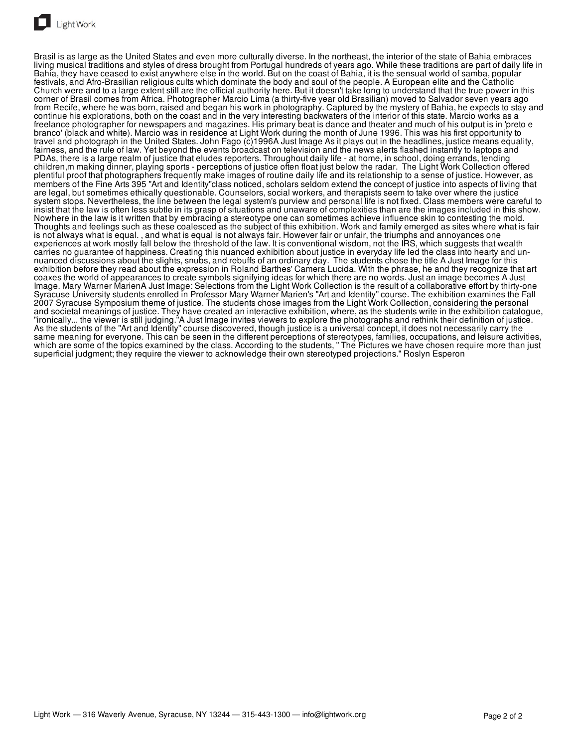Brasil is as large as the United States and even more culturally diverse. In the northeast, the interior of the state of Bahia embraces living musical traditions and styles of dress brought from Portugal hundreds of years ago. While these traditions are part of daily life in Bahia, they have ceased to exist anywhere else in the world. But on the coast of Bahia, it is the sensual world of samba, popular festivals, and Afro-Brasilian religious cults which dominate the body and soul of the people. A European elite and the Catholic Church were and to a large extent still are the official authority here. But it doesn't take long to understand that the true power in this corner of Brasil comes from Africa. Photographer Marcio Lima (a thirty-five year old Brasilian) moved to Salvador seven years ago from Recife, where he was born, raised and began his work in photography. Captured by the mystery of Bahia, he expects to stay and continue his explorations, both on the coast and in the very interesting backwaters of the interior of this state. Marcio works as a freelance photographer for newspapers and magazines. His primary beat is dance and theater and much of his output is in 'preto e branco' (black and white). Marcio was in residence at Light Work during the month of June 1996. This was his first opportunity to travel and photograph in the United States. John Fago (c)1996A Just Image As it plays out in the headlines, justice means equality, fairness, and the rule of law. Yet beyond the events broadcast on television and the news alerts flashed instantly to laptops and PDAs, there is a large realm of justice that eludes reporters. Throughout daily life - at home, in school, doing errands, tending children,m making dinner, playing sports - perceptions of justice often float just below the radar. The Light Work Collection offered plentiful proof that photographers frequently make images of routine daily life and its relationship to a sense of justice. However, as members of the Fine Arts 395 "Art and Identity"class noticed, scholars seldom extend the concept of justice into aspects of living that are legal, but sometimes ethically questionable. Counselors, social workers, and therapists seem to take over where the justice system stops. Nevertheless, the line between the legal system's purview and personal life is not fixed. Class members were careful to insist that the law is often less subtle in its grasp of situations and unaware of complexities than are the images included in this show. Nowhere in the law is it written that by embracing a stereotype one can sometimes achieve influence skin to contesting the mold. Thoughts and feelings such as these coalesced as the subject of this exhibition. Work and family emerged as sites where what is fair is not always what is equal. , and what is equal is not always fair. However fair or unfair, the triumphs and annoyances one experiences at work mostly fall below the threshold of the law. It is conventional wisdom, not the IRS, which suggests that wealth carries no guarantee of happiness. Creating this nuanced exhibition about justice in everyday life led the class into hearty and un-nuanced discussions about the slights, snubs, and rebuffs of an ordinary day. The students chose the title A Just Image for this exhibition before they read about the expression in Roland Barthes' Camera Lucida. With the phrase, he and they recognize that art coaxes the world of appearances to create symbols signifying ideas for which there are no words. Just an image becomes A Just Image. Mary Warner MarienA Just Image: Selections from the Light Work Collection is the result of a collaborative effort by thirty-one Syracuse University students enrolled in Professor Mary Warner Marien's "Art and Identity" course. The exhibition examines the Fall 2007 Syracuse Symposium theme of justice. The students chose images from the Light Work Collection, considering the personal and societal meanings of justice. They have created an interactive exhibition, where, as the students write in the exhibition catalogue, "ironically... the viewer is still judging."A Just Image invites viewers to explore the photographs and rethink their definition of justice. As the students of the "Art and Identity" course discovered, though justice is a universal concept, it does not necessarily carry the same meaning for everyone. This can be seen in the different perceptions of stereotypes, families, occupations, and leisure activities, which are some of the topics examined by the class. According to the students, " The Pictures we have chosen require more than just superficial judgment; they require the viewer to acknowledge their own stereotyped projections." Roslyn Esperon

Light Work — 316 Waverly Avenue, Syracuse, NY 13244 — 315-443-1300 — info@lightwork.org